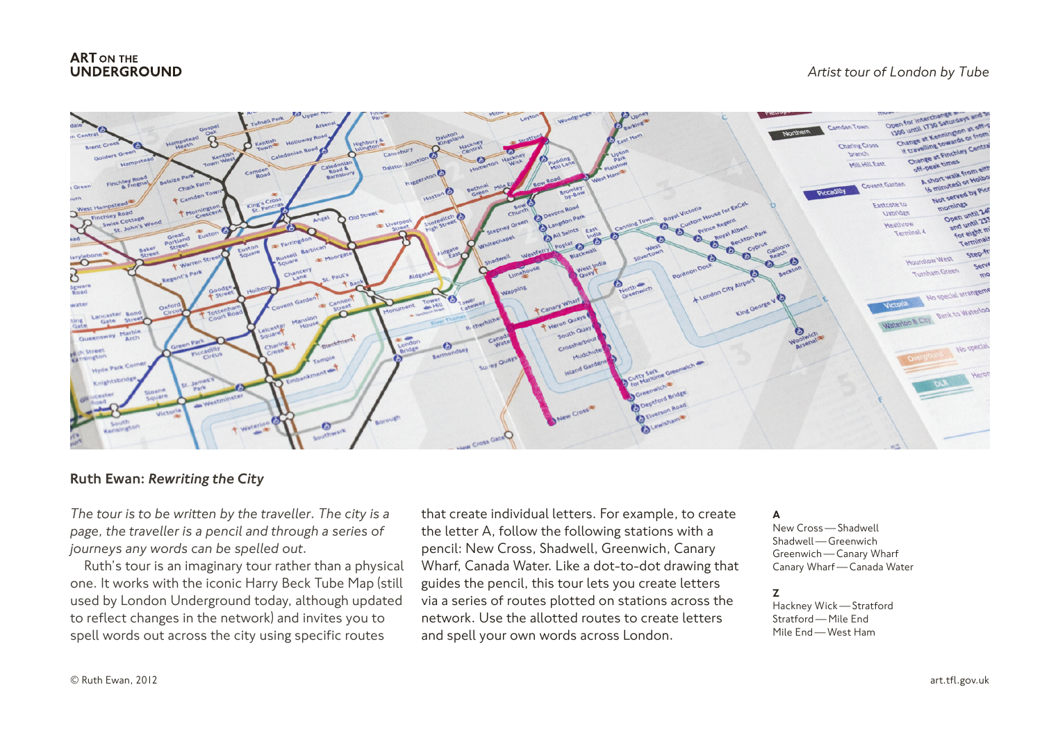**ART ON THE UNDERGROUND**

*Artist tour of London by Tube*

## Ruth Ewan: *Rewriting the City*

*The tour is to be written by the traveller. The city is a page, the traveller is a pencil and through a series of journeys any words can be spelled out.*

Ruth's tour is an imaginary tour rather than a physical one. It works with the iconic Harry Beck Tube Map (still used by London Underground today, although updated to reflect changes in the network) and invites you to spell words out across the city using specific routes that create individual letters. For example, to create the letter A, follow the following stations with a pencil: New Cross, Shadwell, Greenwich, Canary Wharf, Canada Water. Like a dot-to-dot drawing that guides the pencil, this tour lets you create letters via a series of routes plotted on stations across the network. Use the allotted routes to create letters and spell your own words across London.

**A**

New Cross — Shadwell
Shadwell — Greenwich
Greenwich — Canary Wharf
Canary Wharf — Canada Water

**Z**

Hackney Wick — Stratford
Stratford — Mile End
Mile End — West Ham

© Ruth Ewan, 2012

art.tfl.gov.uk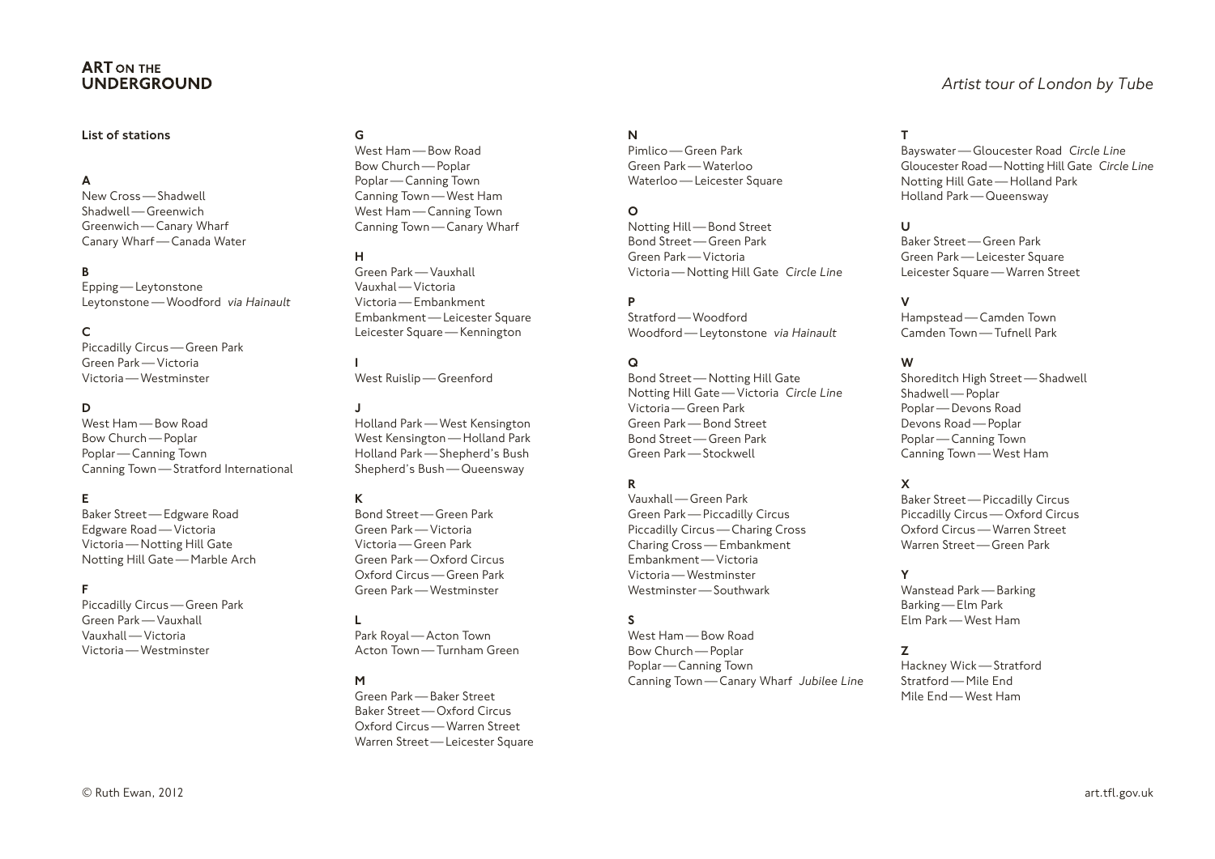**ART ON THE UNDERGROUND**

*Artist tour of London by Tube*

**List of stations**

**A**
New Cross — Shadwell
Shadwell — Greenwich
Greenwich — Canary Wharf
Canary Wharf — Canada Water

**B**
Epping — Leytonstone
Leytonstone — Woodford *via Hainault*

**C**
Piccadilly Circus — Green Park
Green Park — Victoria
Victoria — Westminster

**D**
West Ham — Bow Road
Bow Church — Poplar
Poplar — Canning Town
Canning Town — Stratford International

**E**
Baker Street — Edgware Road
Edgware Road — Victoria
Victoria — Notting Hill Gate
Notting Hill Gate — Marble Arch

**F**
Piccadilly Circus — Green Park
Green Park — Vauxhall
Vauxhall — Victoria
Victoria — Westminster

**G**
West Ham — Bow Road
Bow Church — Poplar
Poplar — Canning Town
Canning Town — West Ham
West Ham — Canning Town
Canning Town — Canary Wharf

**H**
Green Park — Vauxhall
Vauxhal — Victoria
Victoria — Embankment
Embankment — Leicester Square
Leicester Square — Kennington

**I**
West Ruislip — Greenford

**J**
Holland Park — West Kensington
West Kensington — Holland Park
Holland Park — Shepherd's Bush
Shepherd's Bush — Queensway

**K**
Bond Street — Green Park
Green Park — Victoria
Victoria — Green Park
Green Park — Oxford Circus
Oxford Circus — Green Park
Green Park — Westminster

**L**
Park Royal — Acton Town
Acton Town — Turnham Green

**M**
Green Park — Baker Street
Baker Street — Oxford Circus
Oxford Circus — Warren Street
Warren Street — Leicester Square

**N**
Pimlico — Green Park
Green Park — Waterloo
Waterloo — Leicester Square

**O**
Notting Hill — Bond Street
Bond Street — Green Park
Green Park — Victoria
Victoria — Notting Hill Gate *Circle Line*

**P**
Stratford — Woodford
Woodford — Leytonstone *via Hainault*

**Q**
Bond Street — Notting Hill Gate
Notting Hill Gate — Victoria *Circle Line*
Victoria — Green Park
Green Park — Bond Street
Bond Street — Green Park
Green Park — Stockwell

**R**
Vauxhall — Green Park
Green Park — Piccadilly Circus
Piccadilly Circus — Charing Cross
Charing Cross — Embankment
Embankment — Victoria
Victoria — Westminster
Westminster — Southwark

**S**
West Ham — Bow Road
Bow Church — Poplar
Poplar — Canning Town
Canning Town — Canary Wharf *Jubilee Line*

**T**
Bayswater — Gloucester Road *Circle Line*
Gloucester Road — Notting Hill Gate *Circle Line*
Notting Hill Gate — Holland Park
Holland Park — Queensway

**U**
Baker Street — Green Park
Green Park — Leicester Square
Leicester Square — Warren Street

**V**
Hampstead — Camden Town
Camden Town — Tufnell Park

**W**
Shoreditch High Street — Shadwell
Shadwell — Poplar
Poplar — Devons Road
Devons Road — Poplar
Poplar — Canning Town
Canning Town — West Ham

**X**
Baker Street — Piccadilly Circus
Piccadilly Circus — Oxford Circus
Oxford Circus — Warren Street
Warren Street — Green Park

**Y**
Wanstead Park — Barking
Barking — Elm Park
Elm Park — West Ham

**Z**
Hackney Wick — Stratford
Stratford — Mile End
Mile End — West Ham

© Ruth Ewan, 2012

art.tfl.gov.uk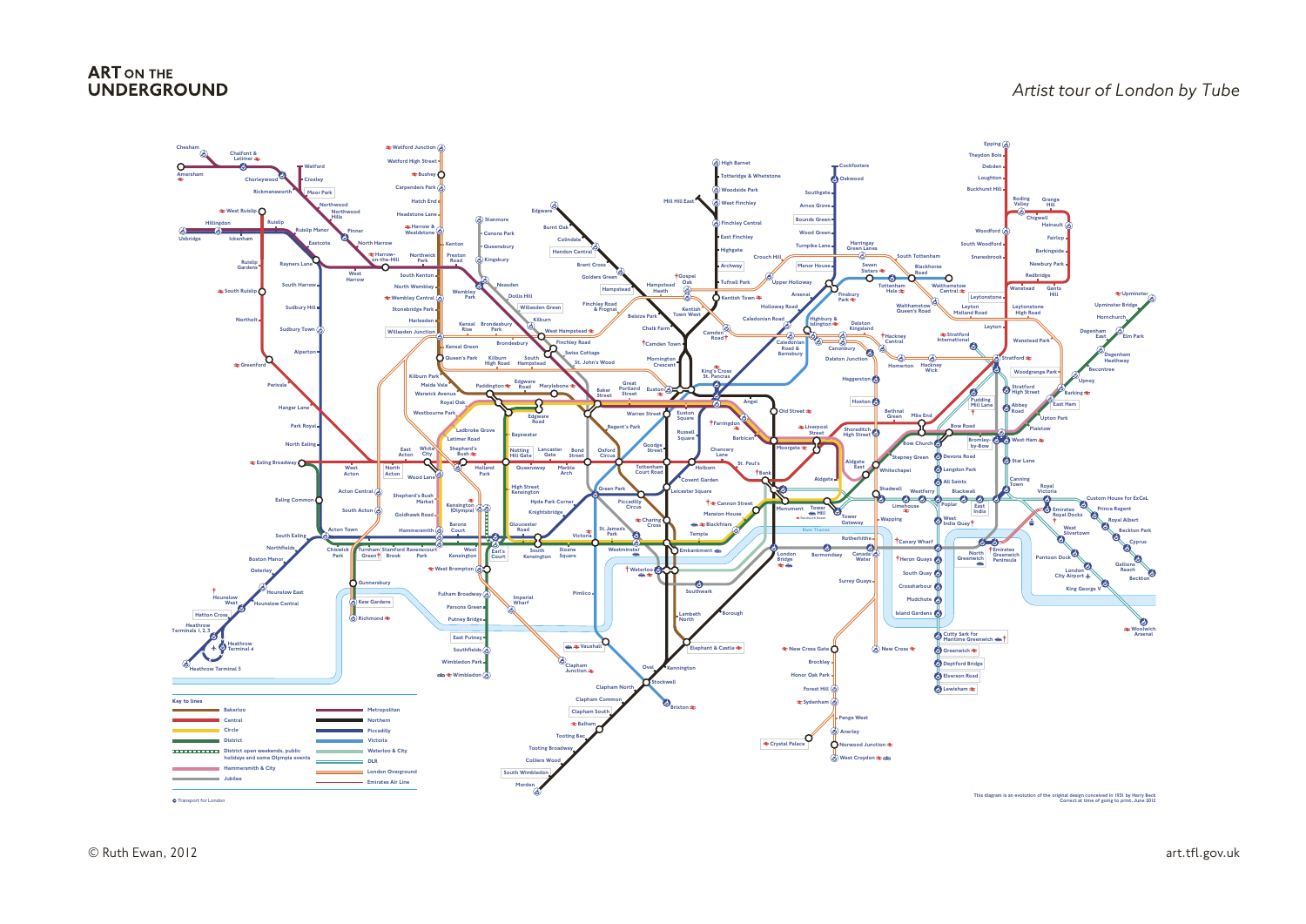# ART ON THE UNDERGROUND

*Artist tour of London by Tube*

**Key to lines**

- Bakerloo
- Central
- Circle
- District
- District open weekends, public holidays and some Olympia events
- Hammersmith & City
- Jubilee
- Metropolitan
- Northern
- Piccadilly
- Victoria
- Waterloo & City
- DLR
- London Overground
- Emirates Air Line

© Transport for London

This diagram is an evolution of the original design conceived in 1931 by Harry Beck
Correct at time of going to print, June 2012

© Ruth Ewan, 2012

art.tfl.gov.uk